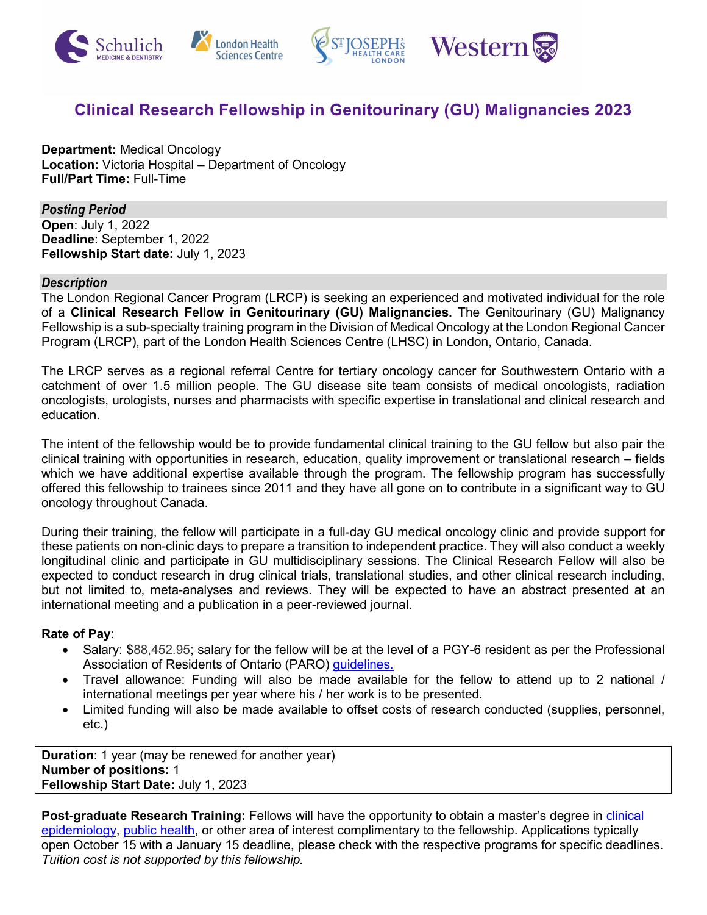# Clinical Research Fellowship in Genitourinary (GU) Malignancies 2023

**Department:** Medical Oncology
**Location:** Victoria Hospital – Department of Oncology
**Full/Part Time:** Full-Time

### *Posting Period*

**Open**: July 1, 2022
**Deadline**: September 1, 2022
**Fellowship Start date:** July 1, 2023

### *Description*

The London Regional Cancer Program (LRCP) is seeking an experienced and motivated individual for the role of a **Clinical Research Fellow in Genitourinary (GU) Malignancies.** The Genitourinary (GU) Malignancy Fellowship is a sub-specialty training program in the Division of Medical Oncology at the London Regional Cancer Program (LRCP), part of the London Health Sciences Centre (LHSC) in London, Ontario, Canada.

The LRCP serves as a regional referral Centre for tertiary oncology cancer for Southwestern Ontario with a catchment of over 1.5 million people. The GU disease site team consists of medical oncologists, radiation oncologists, urologists, nurses and pharmacists with specific expertise in translational and clinical research and education.

The intent of the fellowship would be to provide fundamental clinical training to the GU fellow but also pair the clinical training with opportunities in research, education, quality improvement or translational research – fields which we have additional expertise available through the program. The fellowship program has successfully offered this fellowship to trainees since 2011 and they have all gone on to contribute in a significant way to GU oncology throughout Canada.

During their training, the fellow will participate in a full-day GU medical oncology clinic and provide support for these patients on non-clinic days to prepare a transition to independent practice. They will also conduct a weekly longitudinal clinic and participate in GU multidisciplinary sessions. The Clinical Research Fellow will also be expected to conduct research in drug clinical trials, translational studies, and other clinical research including, but not limited to, meta-analyses and reviews. They will be expected to have an abstract presented at an international meeting and a publication in a peer-reviewed journal.

**Rate of Pay**:

- Salary: $88,452.95; salary for the fellow will be at the level of a PGY-6 resident as per the Professional Association of Residents of Ontario (PARO) guidelines.
- Travel allowance: Funding will also be made available for the fellow to attend up to 2 national / international meetings per year where his / her work is to be presented.
- Limited funding will also be made available to offset costs of research conducted (supplies, personnel, etc.)

**Duration**: 1 year (may be renewed for another year)
**Number of positions:** 1
**Fellowship Start Date:** July 1, 2023

**Post-graduate Research Training:** Fellows will have the opportunity to obtain a master's degree in clinical epidemiology, public health, or other area of interest complimentary to the fellowship. Applications typically open October 15 with a January 15 deadline, please check with the respective programs for specific deadlines. *Tuition cost is not supported by this fellowship.*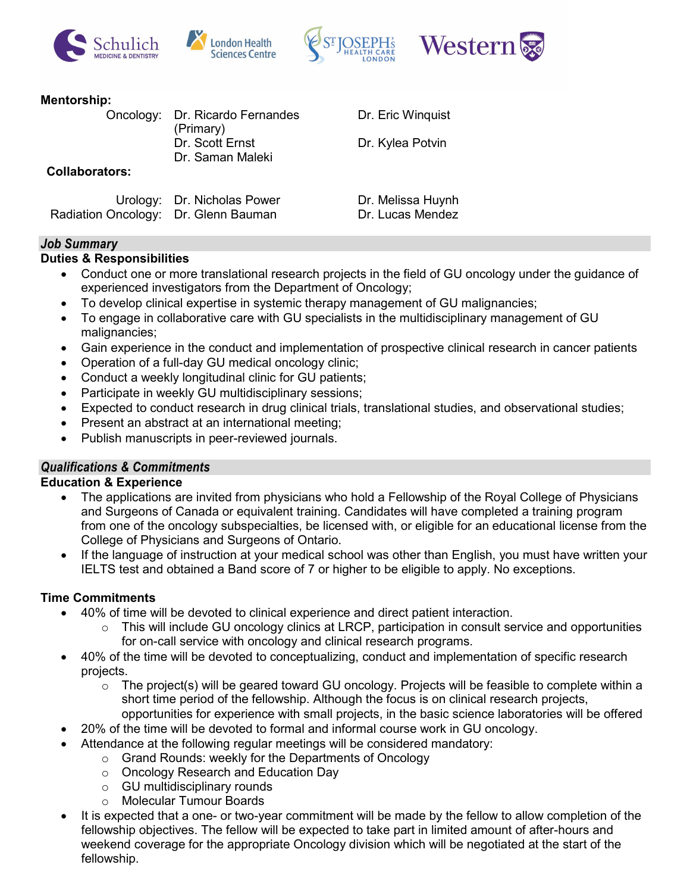**Mentorship:**

| | | |
|---|---|---|
| Oncology: | Dr. Ricardo Fernandes (Primary) | Dr. Eric Winquist |
| | Dr. Scott Ernst | Dr. Kylea Potvin |
| | Dr. Saman Maleki | |

**Collaborators:**

| | | |
|---|---|---|
| Urology: | Dr. Nicholas Power | Dr. Melissa Huynh |
| Radiation Oncology: | Dr. Glenn Bauman | Dr. Lucas Mendez |

## *Job Summary*

### Duties & Responsibilities

- Conduct one or more translational research projects in the field of GU oncology under the guidance of experienced investigators from the Department of Oncology;
- To develop clinical expertise in systemic therapy management of GU malignancies;
- To engage in collaborative care with GU specialists in the multidisciplinary management of GU malignancies;
- Gain experience in the conduct and implementation of prospective clinical research in cancer patients
- Operation of a full-day GU medical oncology clinic;
- Conduct a weekly longitudinal clinic for GU patients;
- Participate in weekly GU multidisciplinary sessions;
- Expected to conduct research in drug clinical trials, translational studies, and observational studies;
- Present an abstract at an international meeting;
- Publish manuscripts in peer-reviewed journals.

## *Qualifications & Commitments*

### Education & Experience

- The applications are invited from physicians who hold a Fellowship of the Royal College of Physicians and Surgeons of Canada or equivalent training. Candidates will have completed a training program from one of the oncology subspecialties, be licensed with, or eligible for an educational license from the College of Physicians and Surgeons of Ontario.
- If the language of instruction at your medical school was other than English, you must have written your IELTS test and obtained a Band score of 7 or higher to be eligible to apply. No exceptions.

### Time Commitments

- 40% of time will be devoted to clinical experience and direct patient interaction.
  - This will include GU oncology clinics at LRCP, participation in consult service and opportunities for on-call service with oncology and clinical research programs.
- 40% of the time will be devoted to conceptualizing, conduct and implementation of specific research projects.
  - The project(s) will be geared toward GU oncology. Projects will be feasible to complete within a short time period of the fellowship. Although the focus is on clinical research projects, opportunities for experience with small projects, in the basic science laboratories will be offered
- 20% of the time will be devoted to formal and informal course work in GU oncology.
- Attendance at the following regular meetings will be considered mandatory:
  - Grand Rounds: weekly for the Departments of Oncology
  - Oncology Research and Education Day
  - GU multidisciplinary rounds
  - Molecular Tumour Boards
- It is expected that a one- or two-year commitment will be made by the fellow to allow completion of the fellowship objectives. The fellow will be expected to take part in limited amount of after-hours and weekend coverage for the appropriate Oncology division which will be negotiated at the start of the fellowship.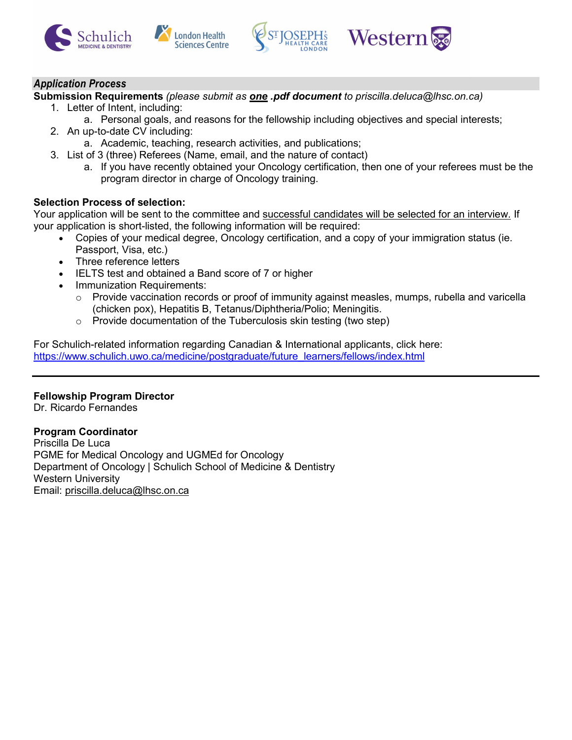## *Application Process*

**Submission Requirements** *(please submit as* ***one*** ***.pdf document*** *to priscilla.deluca@lhsc.on.ca)*

1. Letter of Intent, including:
   a. Personal goals, and reasons for the fellowship including objectives and special interests;
2. An up-to-date CV including:
   a. Academic, teaching, research activities, and publications;
3. List of 3 (three) Referees (Name, email, and the nature of contact)
   a. If you have recently obtained your Oncology certification, then one of your referees must be the program director in charge of Oncology training.

**Selection Process of selection:**

Your application will be sent to the committee and successful candidates will be selected for an interview. If your application is short-listed, the following information will be required:

- Copies of your medical degree, Oncology certification, and a copy of your immigration status (ie. Passport, Visa, etc.)
- Three reference letters
- IELTS test and obtained a Band score of 7 or higher
- Immunization Requirements:
  - Provide vaccination records or proof of immunity against measles, mumps, rubella and varicella (chicken pox), Hepatitis B, Tetanus/Diphtheria/Polio; Meningitis.
  - Provide documentation of the Tuberculosis skin testing (two step)

For Schulich-related information regarding Canadian & International applicants, click here:
https://www.schulich.uwo.ca/medicine/postgraduate/future_learners/fellows/index.html

---

**Fellowship Program Director**
Dr. Ricardo Fernandes

**Program Coordinator**
Priscilla De Luca
PGME for Medical Oncology and UGMEd for Oncology
Department of Oncology | Schulich School of Medicine & Dentistry
Western University
Email: priscilla.deluca@lhsc.on.ca